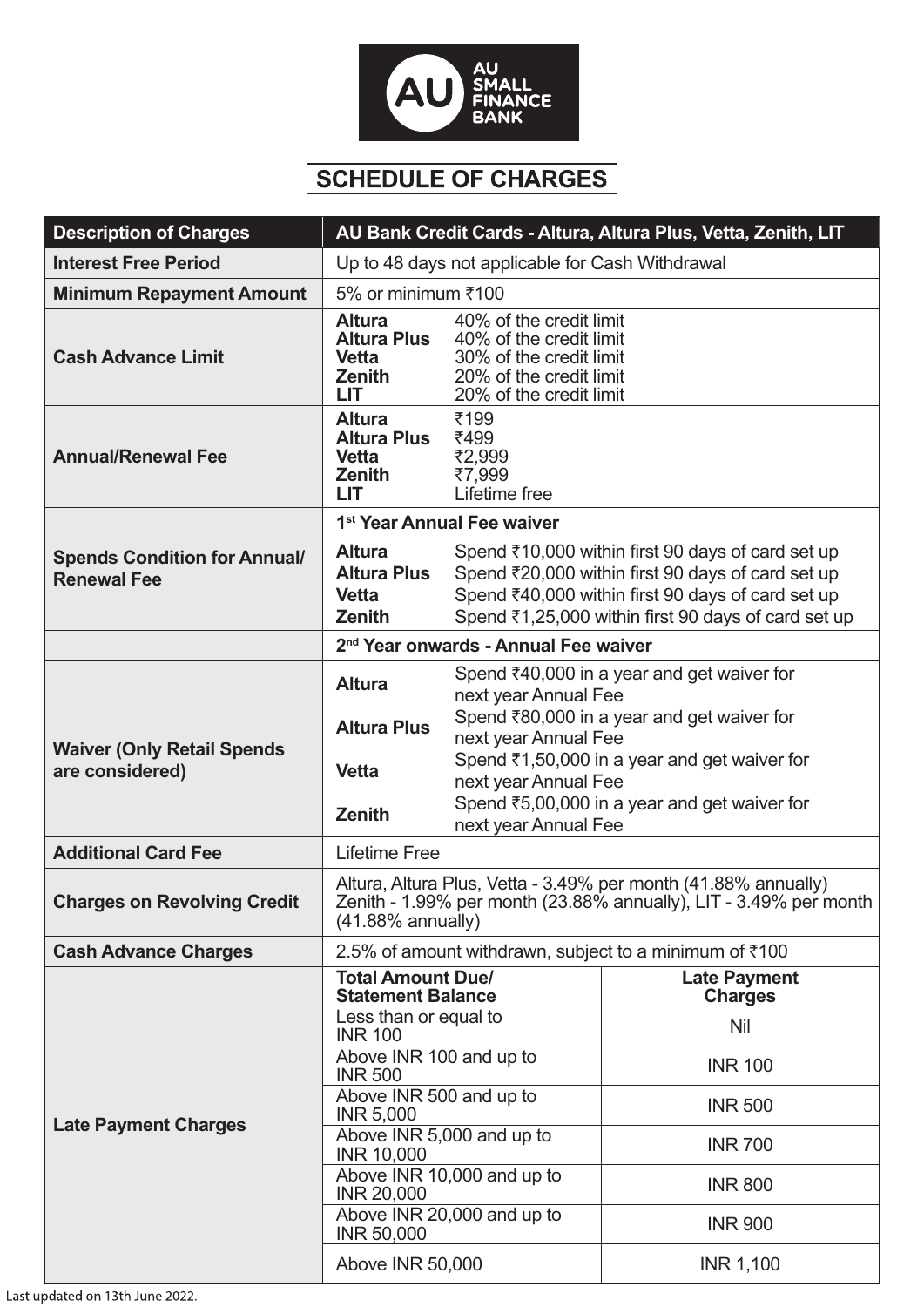AU SMALL FINANCE BANK

# SCHEDULE OF CHARGES

| Description of Charges | AU Bank Credit Cards - Altura, Altura Plus, Vetta, Zenith, LIT | |
|---|---|---|
| **Interest Free Period** | Up to 48 days not applicable for Cash Withdrawal | |
| **Minimum Repayment Amount** | 5% or minimum ₹100 | |
| **Cash Advance Limit** | **Altura**<br>**Altura Plus**<br>**Vetta**<br>**Zenith**<br>**LIT** | 40% of the credit limit<br>40% of the credit limit<br>30% of the credit limit<br>20% of the credit limit<br>20% of the credit limit |
| **Annual/Renewal Fee** | **Altura**<br>**Altura Plus**<br>**Vetta**<br>**Zenith**<br>**LIT** | ₹199<br>₹499<br>₹2,999<br>₹7,999<br>Lifetime free |
| **Spends Condition for Annual/ Renewal Fee** | **1st Year Annual Fee waiver** | |
| | **Altura**<br>**Altura Plus**<br>**Vetta**<br>**Zenith** | Spend ₹10,000 within first 90 days of card set up<br>Spend ₹20,000 within first 90 days of card set up<br>Spend ₹40,000 within first 90 days of card set up<br>Spend ₹1,25,000 within first 90 days of card set up |
| | **2nd Year onwards - Annual Fee waiver** | |
| **Waiver (Only Retail Spends are considered)** | **Altura**<br>**Altura Plus**<br>**Vetta**<br>**Zenith** | Spend ₹40,000 in a year and get waiver for next year Annual Fee<br>Spend ₹80,000 in a year and get waiver for next year Annual Fee<br>Spend ₹1,50,000 in a year and get waiver for next year Annual Fee<br>Spend ₹5,00,000 in a year and get waiver for next year Annual Fee |
| **Additional Card Fee** | Lifetime Free | |
| **Charges on Revolving Credit** | Altura, Altura Plus, Vetta - 3.49% per month (41.88% annually)<br>Zenith - 1.99% per month (23.88% annually), LIT - 3.49% per month (41.88% annually) | |
| **Cash Advance Charges** | 2.5% of amount withdrawn, subject to a minimum of ₹100 | |
| **Late Payment Charges** | **Total Amount Due/ Statement Balance** | **Late Payment Charges** |
| | Less than or equal to INR 100 | Nil |
| | Above INR 100 and up to INR 500 | INR 100 |
| | Above INR 500 and up to INR 5,000 | INR 500 |
| | Above INR 5,000 and up to INR 10,000 | INR 700 |
| | Above INR 10,000 and up to INR 20,000 | INR 800 |
| | Above INR 20,000 and up to INR 50,000 | INR 900 |
| | Above INR 50,000 | INR 1,100 |

Last updated on 13th June 2022.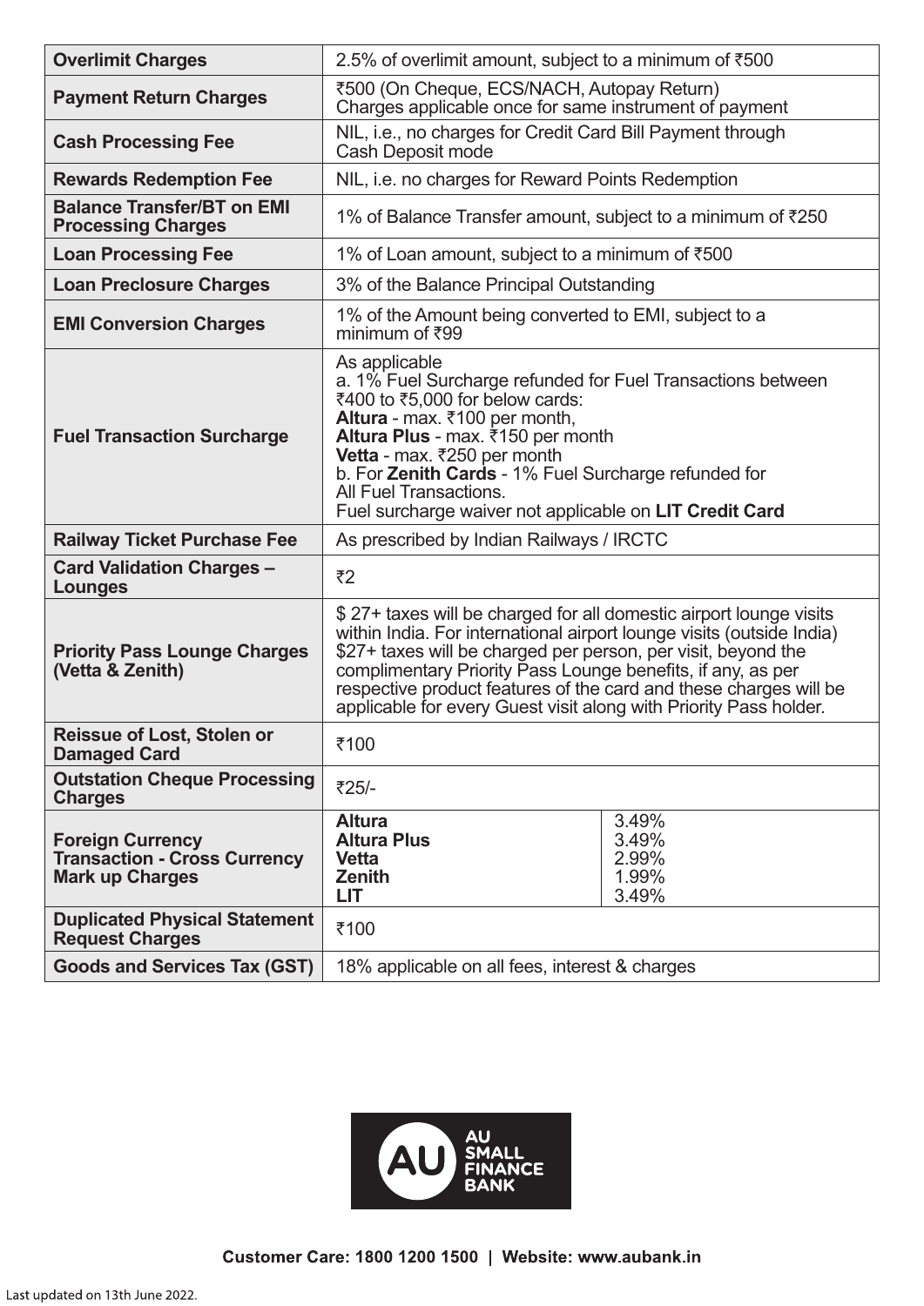| | |
|---|---|
| **Overlimit Charges** | 2.5% of overlimit amount, subject to a minimum of ₹500 |
| **Payment Return Charges** | ₹500 (On Cheque, ECS/NACH, Autopay Return)<br>Charges applicable once for same instrument of payment |
| **Cash Processing Fee** | NIL, i.e., no charges for Credit Card Bill Payment through Cash Deposit mode |
| **Rewards Redemption Fee** | NIL, i.e. no charges for Reward Points Redemption |
| **Balance Transfer/BT on EMI Processing Charges** | 1% of Balance Transfer amount, subject to a minimum of ₹250 |
| **Loan Processing Fee** | 1% of Loan amount, subject to a minimum of ₹500 |
| **Loan Preclosure Charges** | 3% of the Balance Principal Outstanding |
| **EMI Conversion Charges** | 1% of the Amount being converted to EMI, subject to a minimum of ₹99 |
| **Fuel Transaction Surcharge** | As applicable<br>a. 1% Fuel Surcharge refunded for Fuel Transactions between ₹400 to ₹5,000 for below cards:<br>**Altura** - max. ₹100 per month,<br>**Altura Plus** - max. ₹150 per month<br>**Vetta** - max. ₹250 per month<br>b. For **Zenith Cards** - 1% Fuel Surcharge refunded for All Fuel Transactions.<br>Fuel surcharge waiver not applicable on **LIT Credit Card** |
| **Railway Ticket Purchase Fee** | As prescribed by Indian Railways / IRCTC |
| **Card Validation Charges – Lounges** | ₹2 |
| **Priority Pass Lounge Charges (Vetta & Zenith)** | $ 27+ taxes will be charged for all domestic airport lounge visits within India. For international airport lounge visits (outside India) $27+ taxes will be charged per person, per visit, beyond the complimentary Priority Pass Lounge benefits, if any, as per respective product features of the card and these charges will be applicable for every Guest visit along with Priority Pass holder. |
| **Reissue of Lost, Stolen or Damaged Card** | ₹100 |
| **Outstation Cheque Processing Charges** | ₹25/- |
| **Foreign Currency Transaction - Cross Currency Mark up Charges** | **Altura** 3.49%<br>**Altura Plus** 3.49%<br>**Vetta** 2.99%<br>**Zenith** 1.99%<br>**LIT** 3.49% |
| **Duplicated Physical Statement Request Charges** | ₹100 |
| **Goods and Services Tax (GST)** | 18% applicable on all fees, interest & charges |

AU SMALL FINANCE BANK

**Customer Care: 1800 1200 1500 | Website: www.aubank.in**

Last updated on 13th June 2022.